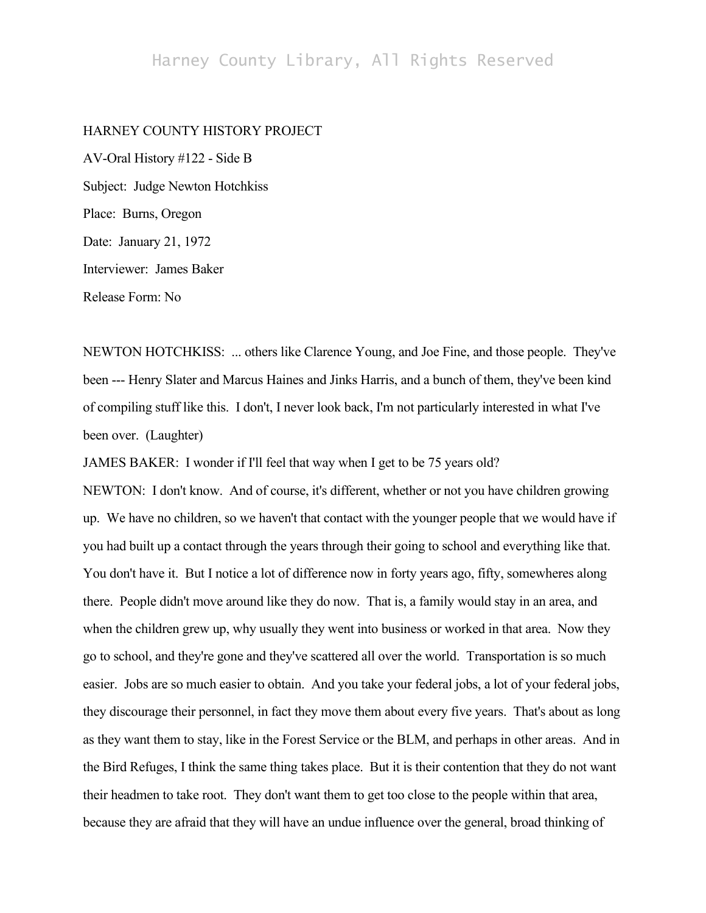HARNEY COUNTY HISTORY PROJECT

AV-Oral History #122 - Side B

Subject: Judge Newton Hotchkiss

Place: Burns, Oregon

Date: January 21, 1972

Interviewer: James Baker

Release Form: No

NEWTON HOTCHKISS: ... others like Clarence Young, and Joe Fine, and those people. They've been --- Henry Slater and Marcus Haines and Jinks Harris, and a bunch of them, they've been kind of compiling stuff like this. I don't, I never look back, I'm not particularly interested in what I've been over. (Laughter)

JAMES BAKER: I wonder if I'll feel that way when I get to be 75 years old?

NEWTON: I don't know. And of course, it's different, whether or not you have children growing up. We have no children, so we haven't that contact with the younger people that we would have if you had built up a contact through the years through their going to school and everything like that. You don't have it. But I notice a lot of difference now in forty years ago, fifty, somewheres along there. People didn't move around like they do now. That is, a family would stay in an area, and when the children grew up, why usually they went into business or worked in that area. Now they go to school, and they're gone and they've scattered all over the world. Transportation is so much easier. Jobs are so much easier to obtain. And you take your federal jobs, a lot of your federal jobs, they discourage their personnel, in fact they move them about every five years. That's about as long as they want them to stay, like in the Forest Service or the BLM, and perhaps in other areas. And in the Bird Refuges, I think the same thing takes place. But it is their contention that they do not want their headmen to take root. They don't want them to get too close to the people within that area, because they are afraid that they will have an undue influence over the general, broad thinking of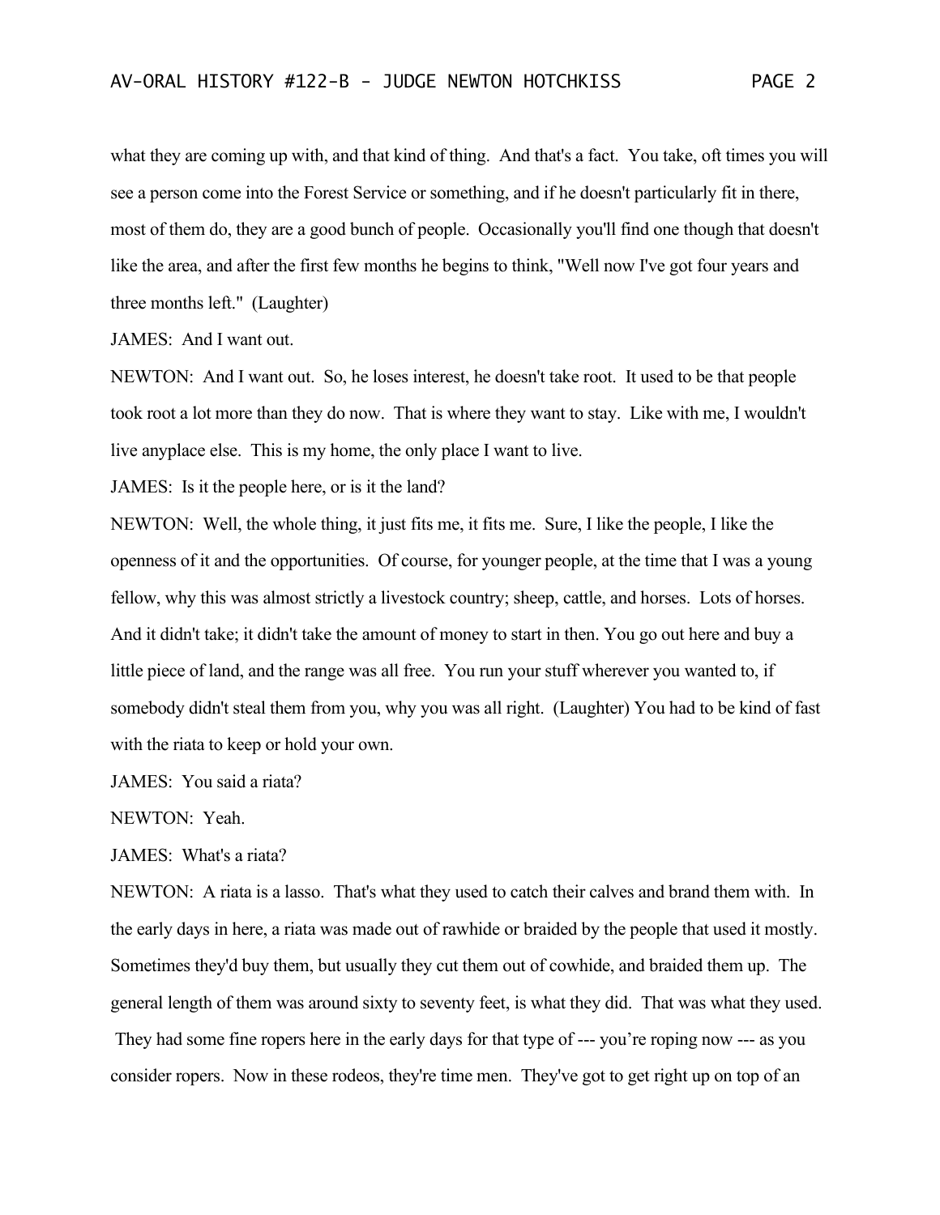what they are coming up with, and that kind of thing. And that's a fact. You take, oft times you will see a person come into the Forest Service or something, and if he doesn't particularly fit in there, most of them do, they are a good bunch of people. Occasionally you'll find one though that doesn't like the area, and after the first few months he begins to think, "Well now I've got four years and three months left." (Laughter)

JAMES: And I want out.

NEWTON: And I want out. So, he loses interest, he doesn't take root. It used to be that people took root a lot more than they do now. That is where they want to stay. Like with me, I wouldn't live anyplace else. This is my home, the only place I want to live.

JAMES: Is it the people here, or is it the land?

NEWTON: Well, the whole thing, it just fits me, it fits me. Sure, I like the people, I like the openness of it and the opportunities. Of course, for younger people, at the time that I was a young fellow, why this was almost strictly a livestock country; sheep, cattle, and horses. Lots of horses. And it didn't take; it didn't take the amount of money to start in then. You go out here and buy a little piece of land, and the range was all free. You run your stuff wherever you wanted to, if somebody didn't steal them from you, why you was all right. (Laughter) You had to be kind of fast with the riata to keep or hold your own.

JAMES: You said a riata?

NEWTON: Yeah.

JAMES: What's a riata?

NEWTON: A riata is a lasso. That's what they used to catch their calves and brand them with. In the early days in here, a riata was made out of rawhide or braided by the people that used it mostly. Sometimes they'd buy them, but usually they cut them out of cowhide, and braided them up. The general length of them was around sixty to seventy feet, is what they did. That was what they used. They had some fine ropers here in the early days for that type of --- you're roping now --- as you consider ropers. Now in these rodeos, they're time men. They've got to get right up on top of an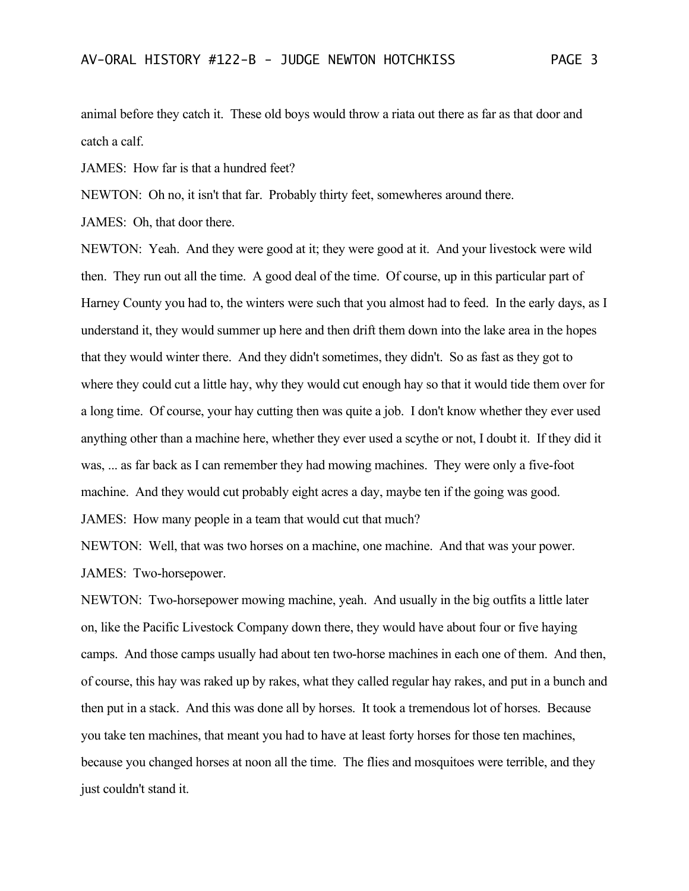animal before they catch it. These old boys would throw a riata out there as far as that door and catch a calf.

JAMES: How far is that a hundred feet?

NEWTON: Oh no, it isn't that far. Probably thirty feet, somewheres around there.

JAMES: Oh, that door there.

NEWTON: Yeah. And they were good at it; they were good at it. And your livestock were wild then. They run out all the time. A good deal of the time. Of course, up in this particular part of Harney County you had to, the winters were such that you almost had to feed. In the early days, as I understand it, they would summer up here and then drift them down into the lake area in the hopes that they would winter there. And they didn't sometimes, they didn't. So as fast as they got to where they could cut a little hay, why they would cut enough hay so that it would tide them over for a long time. Of course, your hay cutting then was quite a job. I don't know whether they ever used anything other than a machine here, whether they ever used a scythe or not, I doubt it. If they did it was, ... as far back as I can remember they had mowing machines. They were only a five-foot machine. And they would cut probably eight acres a day, maybe ten if the going was good.

JAMES: How many people in a team that would cut that much?

NEWTON: Well, that was two horses on a machine, one machine. And that was your power.

JAMES: Two-horsepower.

NEWTON: Two-horsepower mowing machine, yeah. And usually in the big outfits a little later on, like the Pacific Livestock Company down there, they would have about four or five haying camps. And those camps usually had about ten two-horse machines in each one of them. And then, of course, this hay was raked up by rakes, what they called regular hay rakes, and put in a bunch and then put in a stack. And this was done all by horses. It took a tremendous lot of horses. Because you take ten machines, that meant you had to have at least forty horses for those ten machines, because you changed horses at noon all the time. The flies and mosquitoes were terrible, and they just couldn't stand it.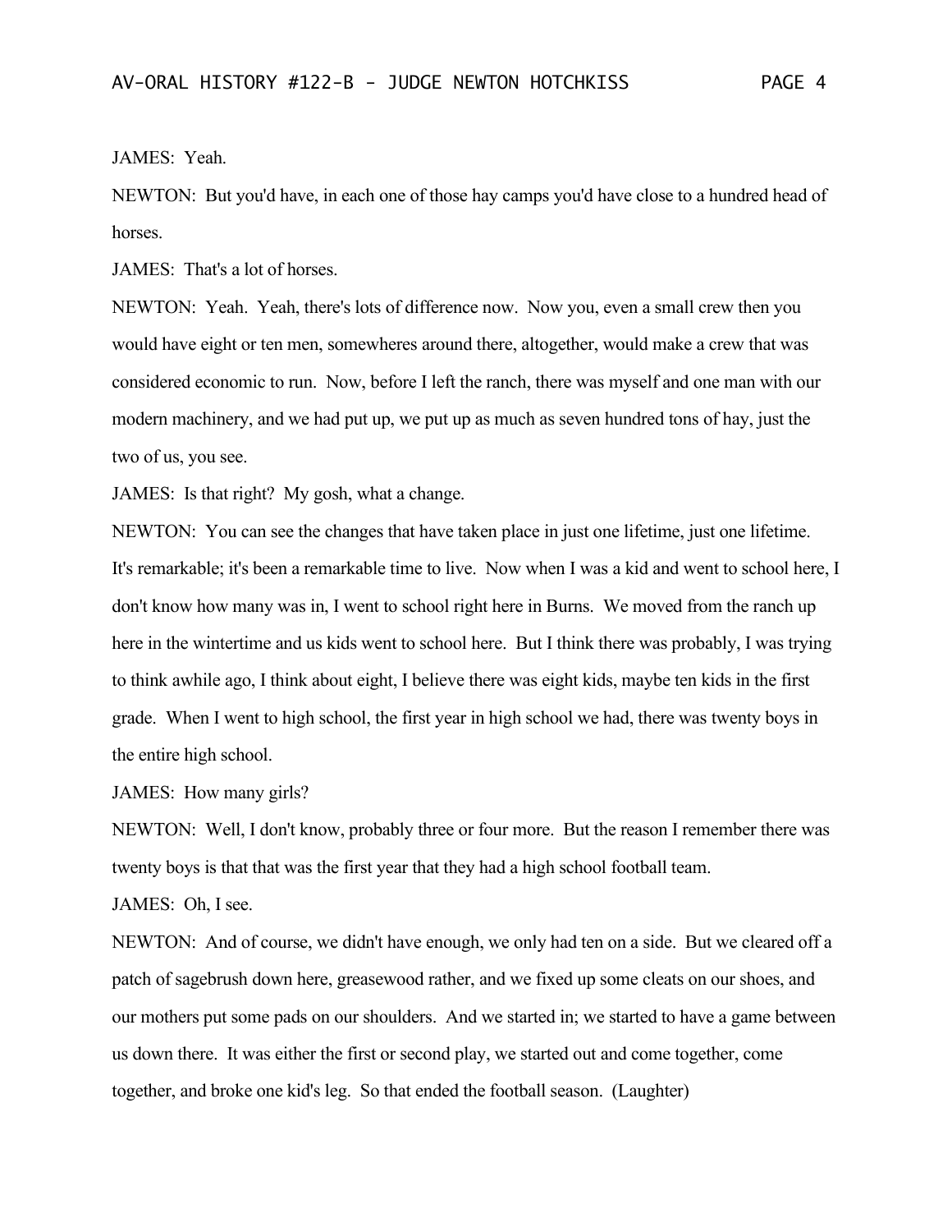JAMES: Yeah.

NEWTON: But you'd have, in each one of those hay camps you'd have close to a hundred head of horses.

JAMES: That's a lot of horses.

NEWTON: Yeah. Yeah, there's lots of difference now. Now you, even a small crew then you would have eight or ten men, somewheres around there, altogether, would make a crew that was considered economic to run. Now, before I left the ranch, there was myself and one man with our modern machinery, and we had put up, we put up as much as seven hundred tons of hay, just the two of us, you see.

JAMES: Is that right? My gosh, what a change.

NEWTON: You can see the changes that have taken place in just one lifetime, just one lifetime. It's remarkable; it's been a remarkable time to live. Now when I was a kid and went to school here, I don't know how many was in, I went to school right here in Burns. We moved from the ranch up here in the wintertime and us kids went to school here. But I think there was probably, I was trying to think awhile ago, I think about eight, I believe there was eight kids, maybe ten kids in the first grade. When I went to high school, the first year in high school we had, there was twenty boys in the entire high school.

JAMES: How many girls?

NEWTON: Well, I don't know, probably three or four more. But the reason I remember there was twenty boys is that that was the first year that they had a high school football team.

JAMES: Oh, I see.

NEWTON: And of course, we didn't have enough, we only had ten on a side. But we cleared off a patch of sagebrush down here, greasewood rather, and we fixed up some cleats on our shoes, and our mothers put some pads on our shoulders. And we started in; we started to have a game between us down there. It was either the first or second play, we started out and come together, come together, and broke one kid's leg. So that ended the football season. (Laughter)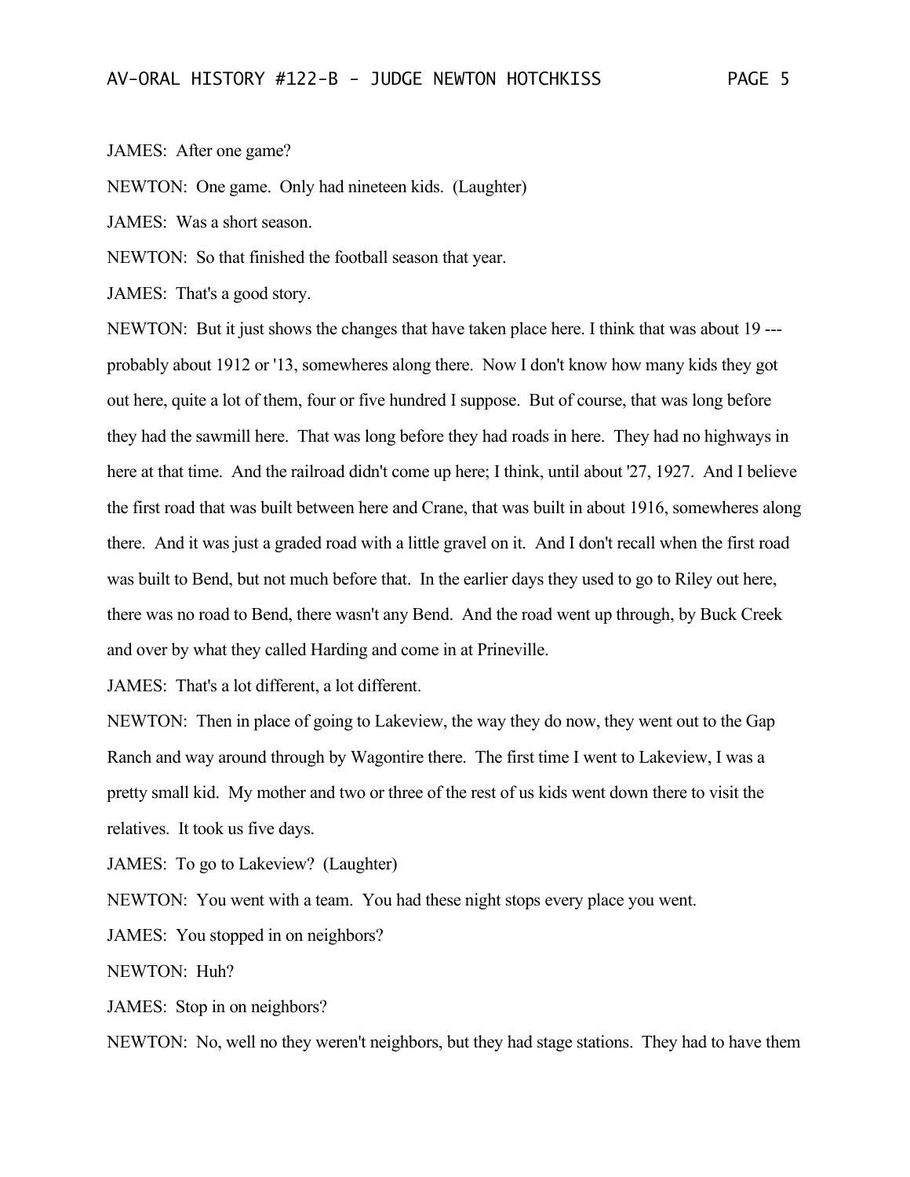JAMES: After one game?

NEWTON: One game. Only had nineteen kids. (Laughter)

JAMES: Was a short season.

NEWTON: So that finished the football season that year.

JAMES: That's a good story.

NEWTON: But it just shows the changes that have taken place here. I think that was about 19 --- probably about 1912 or '13, somewheres along there. Now I don't know how many kids they got out here, quite a lot of them, four or five hundred I suppose. But of course, that was long before they had the sawmill here. That was long before they had roads in here. They had no highways in here at that time. And the railroad didn't come up here; I think, until about '27, 1927. And I believe the first road that was built between here and Crane, that was built in about 1916, somewheres along there. And it was just a graded road with a little gravel on it. And I don't recall when the first road was built to Bend, but not much before that. In the earlier days they used to go to Riley out here, there was no road to Bend, there wasn't any Bend. And the road went up through, by Buck Creek and over by what they called Harding and come in at Prineville.

JAMES: That's a lot different, a lot different.

NEWTON: Then in place of going to Lakeview, the way they do now, they went out to the Gap Ranch and way around through by Wagontire there. The first time I went to Lakeview, I was a pretty small kid. My mother and two or three of the rest of us kids went down there to visit the relatives. It took us five days.

JAMES: To go to Lakeview? (Laughter)

NEWTON: You went with a team. You had these night stops every place you went.

JAMES: You stopped in on neighbors?

NEWTON: Huh?

JAMES: Stop in on neighbors?

NEWTON: No, well no they weren't neighbors, but they had stage stations. They had to have them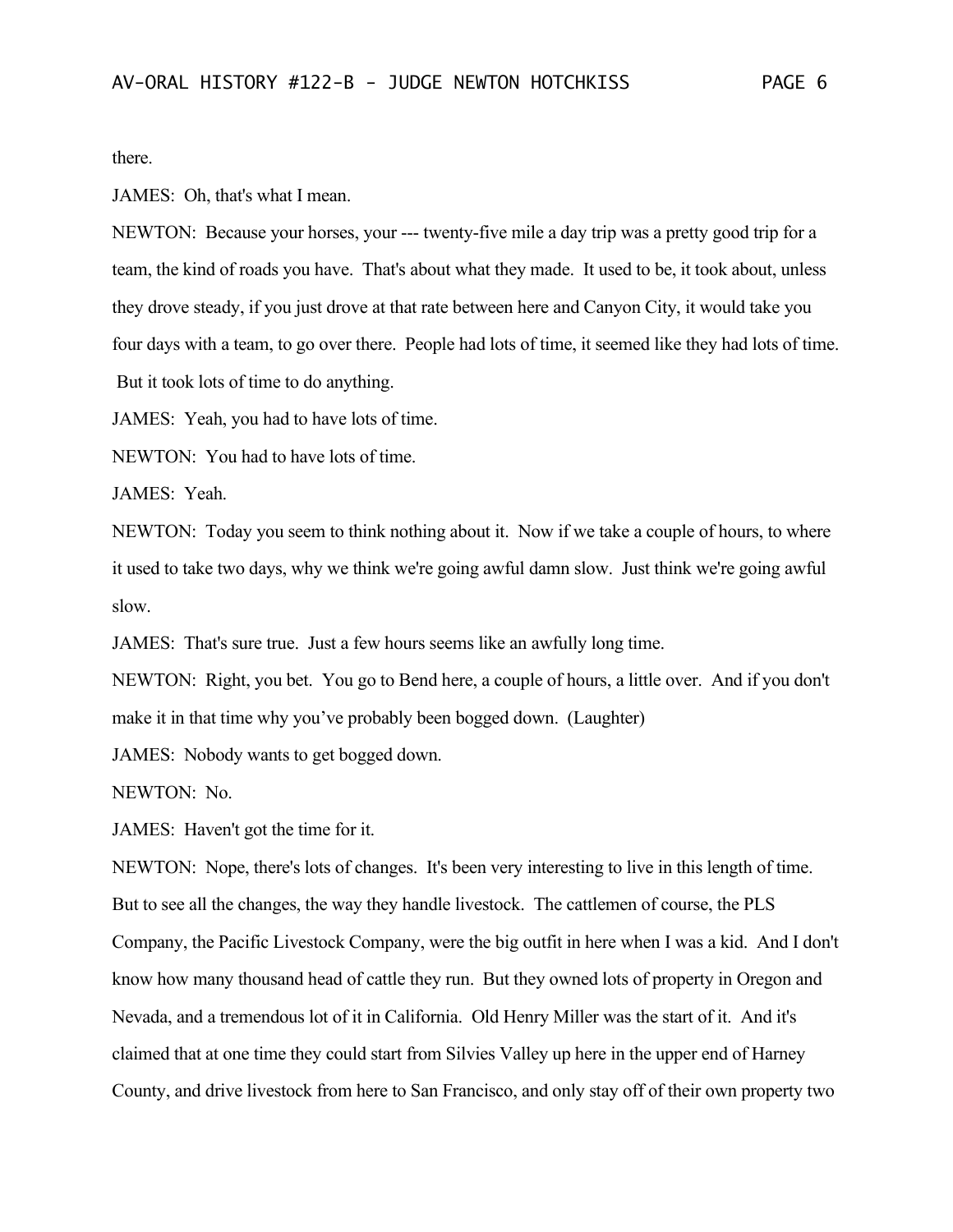there.

JAMES: Oh, that's what I mean.

NEWTON: Because your horses, your --- twenty-five mile a day trip was a pretty good trip for a team, the kind of roads you have. That's about what they made. It used to be, it took about, unless they drove steady, if you just drove at that rate between here and Canyon City, it would take you four days with a team, to go over there. People had lots of time, it seemed like they had lots of time. But it took lots of time to do anything.

JAMES: Yeah, you had to have lots of time.

NEWTON: You had to have lots of time.

JAMES: Yeah.

NEWTON: Today you seem to think nothing about it. Now if we take a couple of hours, to where it used to take two days, why we think we're going awful damn slow. Just think we're going awful slow.

JAMES: That's sure true. Just a few hours seems like an awfully long time.

NEWTON: Right, you bet. You go to Bend here, a couple of hours, a little over. And if you don't make it in that time why you've probably been bogged down. (Laughter)

JAMES: Nobody wants to get bogged down.

NEWTON: No.

JAMES: Haven't got the time for it.

NEWTON: Nope, there's lots of changes. It's been very interesting to live in this length of time. But to see all the changes, the way they handle livestock. The cattlemen of course, the PLS Company, the Pacific Livestock Company, were the big outfit in here when I was a kid. And I don't know how many thousand head of cattle they run. But they owned lots of property in Oregon and Nevada, and a tremendous lot of it in California. Old Henry Miller was the start of it. And it's claimed that at one time they could start from Silvies Valley up here in the upper end of Harney County, and drive livestock from here to San Francisco, and only stay off of their own property two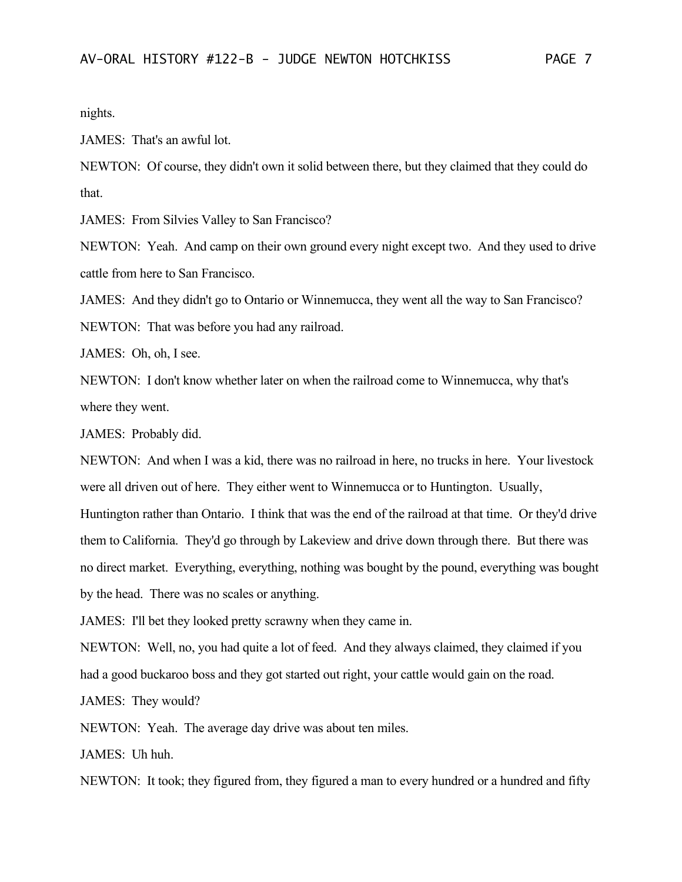nights.

JAMES: That's an awful lot.

NEWTON: Of course, they didn't own it solid between there, but they claimed that they could do that.

JAMES: From Silvies Valley to San Francisco?

NEWTON: Yeah. And camp on their own ground every night except two. And they used to drive cattle from here to San Francisco.

JAMES: And they didn't go to Ontario or Winnemucca, they went all the way to San Francisco?

NEWTON: That was before you had any railroad.

JAMES: Oh, oh, I see.

NEWTON: I don't know whether later on when the railroad come to Winnemucca, why that's where they went.

JAMES: Probably did.

NEWTON: And when I was a kid, there was no railroad in here, no trucks in here. Your livestock were all driven out of here. They either went to Winnemucca or to Huntington. Usually, Huntington rather than Ontario. I think that was the end of the railroad at that time. Or they'd drive them to California. They'd go through by Lakeview and drive down through there. But there was no direct market. Everything, everything, nothing was bought by the pound, everything was bought by the head. There was no scales or anything.

JAMES: I'll bet they looked pretty scrawny when they came in.

NEWTON: Well, no, you had quite a lot of feed. And they always claimed, they claimed if you had a good buckaroo boss and they got started out right, your cattle would gain on the road.

JAMES: They would?

NEWTON: Yeah. The average day drive was about ten miles.

JAMES: Uh huh.

NEWTON: It took; they figured from, they figured a man to every hundred or a hundred and fifty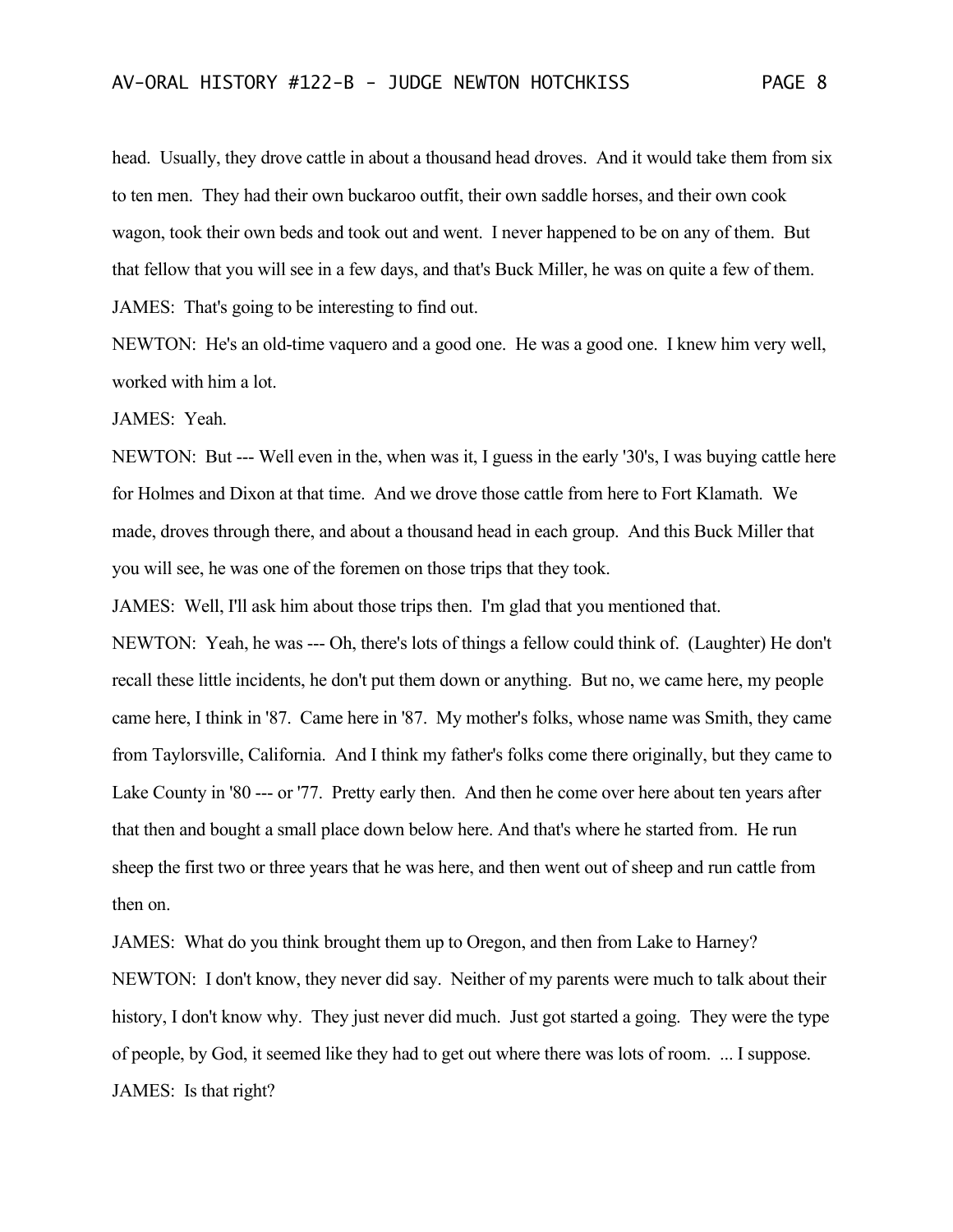head. Usually, they drove cattle in about a thousand head droves. And it would take them from six to ten men. They had their own buckaroo outfit, their own saddle horses, and their own cook wagon, took their own beds and took out and went. I never happened to be on any of them. But that fellow that you will see in a few days, and that's Buck Miller, he was on quite a few of them.

JAMES: That's going to be interesting to find out.

NEWTON: He's an old-time vaquero and a good one. He was a good one. I knew him very well, worked with him a lot.

JAMES: Yeah.

NEWTON: But --- Well even in the, when was it, I guess in the early '30's, I was buying cattle here for Holmes and Dixon at that time. And we drove those cattle from here to Fort Klamath. We made, droves through there, and about a thousand head in each group. And this Buck Miller that you will see, he was one of the foremen on those trips that they took.

JAMES: Well, I'll ask him about those trips then. I'm glad that you mentioned that.

NEWTON: Yeah, he was --- Oh, there's lots of things a fellow could think of. (Laughter) He don't recall these little incidents, he don't put them down or anything. But no, we came here, my people came here, I think in '87. Came here in '87. My mother's folks, whose name was Smith, they came from Taylorsville, California. And I think my father's folks come there originally, but they came to Lake County in '80 --- or '77. Pretty early then. And then he come over here about ten years after that then and bought a small place down below here. And that's where he started from. He run sheep the first two or three years that he was here, and then went out of sheep and run cattle from then on.

JAMES: What do you think brought them up to Oregon, and then from Lake to Harney?

NEWTON: I don't know, they never did say. Neither of my parents were much to talk about their history, I don't know why. They just never did much. Just got started a going. They were the type of people, by God, it seemed like they had to get out where there was lots of room. ... I suppose.

JAMES: Is that right?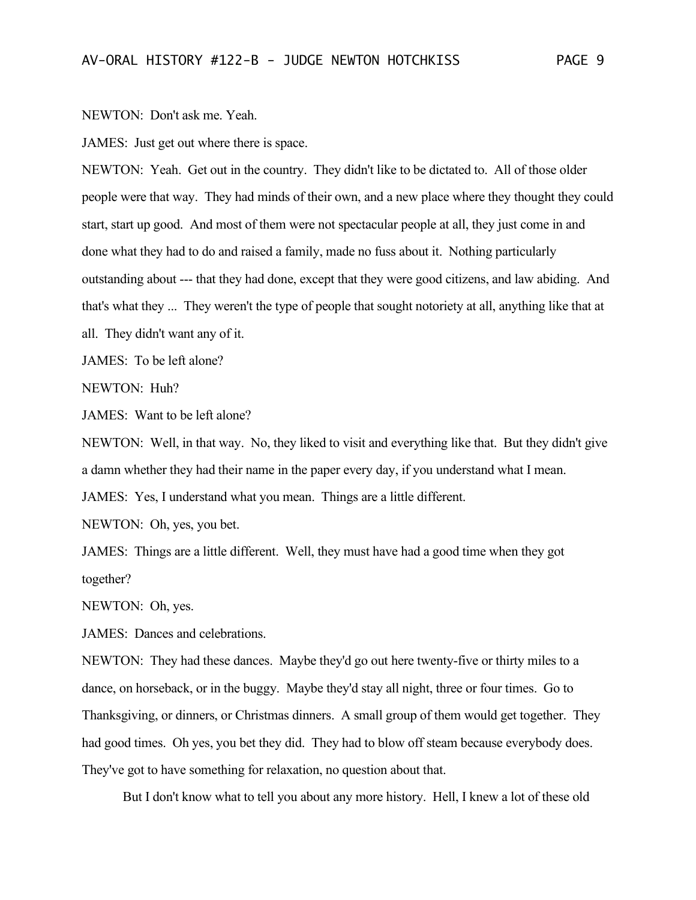NEWTON: Don't ask me. Yeah.

JAMES: Just get out where there is space.

NEWTON: Yeah. Get out in the country. They didn't like to be dictated to. All of those older people were that way. They had minds of their own, and a new place where they thought they could start, start up good. And most of them were not spectacular people at all, they just come in and done what they had to do and raised a family, made no fuss about it. Nothing particularly outstanding about --- that they had done, except that they were good citizens, and law abiding. And that's what they ... They weren't the type of people that sought notoriety at all, anything like that at all. They didn't want any of it.

JAMES: To be left alone?

NEWTON: Huh?

JAMES: Want to be left alone?

NEWTON: Well, in that way. No, they liked to visit and everything like that. But they didn't give a damn whether they had their name in the paper every day, if you understand what I mean.

JAMES: Yes, I understand what you mean. Things are a little different.

NEWTON: Oh, yes, you bet.

JAMES: Things are a little different. Well, they must have had a good time when they got together?

NEWTON: Oh, yes.

JAMES: Dances and celebrations.

NEWTON: They had these dances. Maybe they'd go out here twenty-five or thirty miles to a dance, on horseback, or in the buggy. Maybe they'd stay all night, three or four times. Go to Thanksgiving, or dinners, or Christmas dinners. A small group of them would get together. They had good times. Oh yes, you bet they did. They had to blow off steam because everybody does. They've got to have something for relaxation, no question about that.

But I don't know what to tell you about any more history. Hell, I knew a lot of these old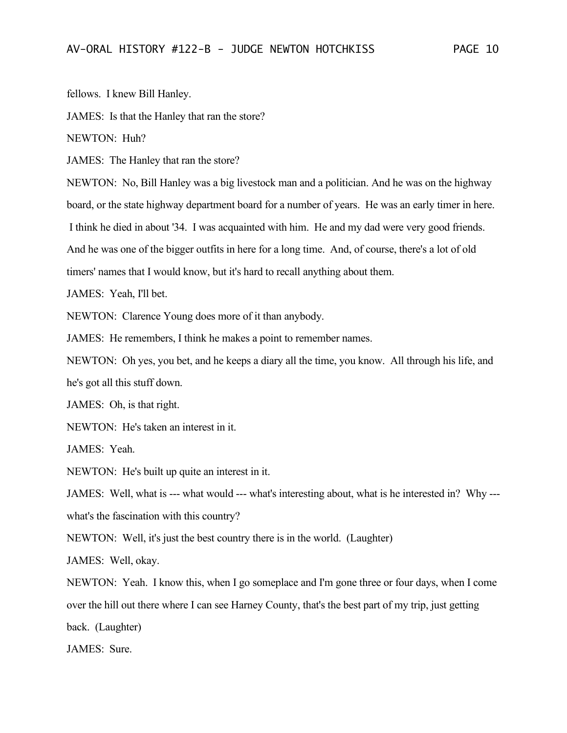fellows. I knew Bill Hanley.

JAMES: Is that the Hanley that ran the store?

NEWTON: Huh?

JAMES: The Hanley that ran the store?

NEWTON: No, Bill Hanley was a big livestock man and a politician. And he was on the highway board, or the state highway department board for a number of years. He was an early timer in here. I think he died in about '34. I was acquainted with him. He and my dad were very good friends. And he was one of the bigger outfits in here for a long time. And, of course, there's a lot of old timers' names that I would know, but it's hard to recall anything about them.

JAMES: Yeah, I'll bet.

NEWTON: Clarence Young does more of it than anybody.

JAMES: He remembers, I think he makes a point to remember names.

NEWTON: Oh yes, you bet, and he keeps a diary all the time, you know. All through his life, and he's got all this stuff down.

JAMES: Oh, is that right.

NEWTON: He's taken an interest in it.

JAMES: Yeah.

NEWTON: He's built up quite an interest in it.

JAMES: Well, what is --- what would --- what's interesting about, what is he interested in? Why --- what's the fascination with this country?

NEWTON: Well, it's just the best country there is in the world. (Laughter)

JAMES: Well, okay.

NEWTON: Yeah. I know this, when I go someplace and I'm gone three or four days, when I come over the hill out there where I can see Harney County, that's the best part of my trip, just getting back. (Laughter)

JAMES: Sure.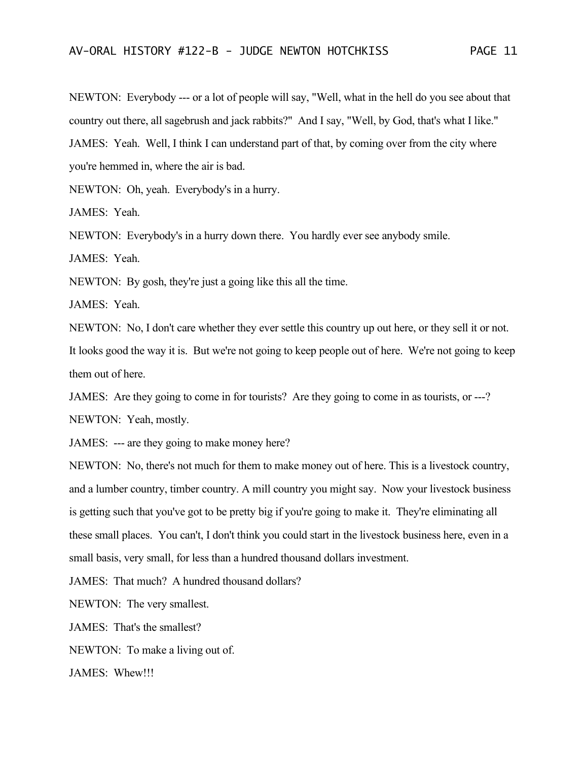NEWTON: Everybody --- or a lot of people will say, "Well, what in the hell do you see about that country out there, all sagebrush and jack rabbits?" And I say, "Well, by God, that's what I like."

JAMES: Yeah. Well, I think I can understand part of that, by coming over from the city where you're hemmed in, where the air is bad.

NEWTON: Oh, yeah. Everybody's in a hurry.

JAMES: Yeah.

NEWTON: Everybody's in a hurry down there. You hardly ever see anybody smile.

JAMES: Yeah.

NEWTON: By gosh, they're just a going like this all the time.

JAMES: Yeah.

NEWTON: No, I don't care whether they ever settle this country up out here, or they sell it or not. It looks good the way it is. But we're not going to keep people out of here. We're not going to keep them out of here.

JAMES: Are they going to come in for tourists? Are they going to come in as tourists, or ---?

NEWTON: Yeah, mostly.

JAMES: --- are they going to make money here?

NEWTON: No, there's not much for them to make money out of here. This is a livestock country, and a lumber country, timber country. A mill country you might say. Now your livestock business is getting such that you've got to be pretty big if you're going to make it. They're eliminating all these small places. You can't, I don't think you could start in the livestock business here, even in a small basis, very small, for less than a hundred thousand dollars investment.

JAMES: That much? A hundred thousand dollars?

NEWTON: The very smallest.

JAMES: That's the smallest?

NEWTON: To make a living out of.

JAMES: Whew!!!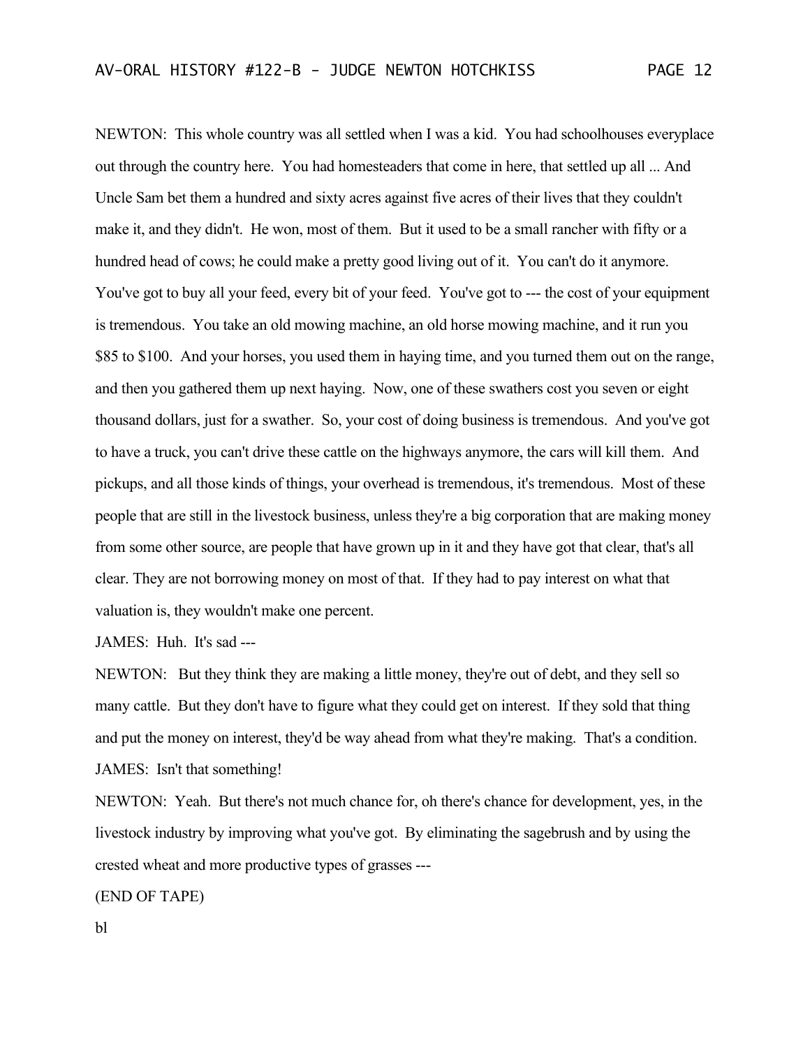NEWTON: This whole country was all settled when I was a kid. You had schoolhouses everyplace out through the country here. You had homesteaders that come in here, that settled up all ... And Uncle Sam bet them a hundred and sixty acres against five acres of their lives that they couldn't make it, and they didn't. He won, most of them. But it used to be a small rancher with fifty or a hundred head of cows; he could make a pretty good living out of it. You can't do it anymore. You've got to buy all your feed, every bit of your feed. You've got to --- the cost of your equipment is tremendous. You take an old mowing machine, an old horse mowing machine, and it run you $85 to $100. And your horses, you used them in haying time, and you turned them out on the range, and then you gathered them up next haying. Now, one of these swathers cost you seven or eight thousand dollars, just for a swather. So, your cost of doing business is tremendous. And you've got to have a truck, you can't drive these cattle on the highways anymore, the cars will kill them. And pickups, and all those kinds of things, your overhead is tremendous, it's tremendous. Most of these people that are still in the livestock business, unless they're a big corporation that are making money from some other source, are people that have grown up in it and they have got that clear, that's all clear. They are not borrowing money on most of that. If they had to pay interest on what that valuation is, they wouldn't make one percent.

JAMES: Huh. It's sad ---

NEWTON: But they think they are making a little money, they're out of debt, and they sell so many cattle. But they don't have to figure what they could get on interest. If they sold that thing and put the money on interest, they'd be way ahead from what they're making. That's a condition.

JAMES: Isn't that something!

NEWTON: Yeah. But there's not much chance for, oh there's chance for development, yes, in the livestock industry by improving what you've got. By eliminating the sagebrush and by using the crested wheat and more productive types of grasses ---

(END OF TAPE)

bl